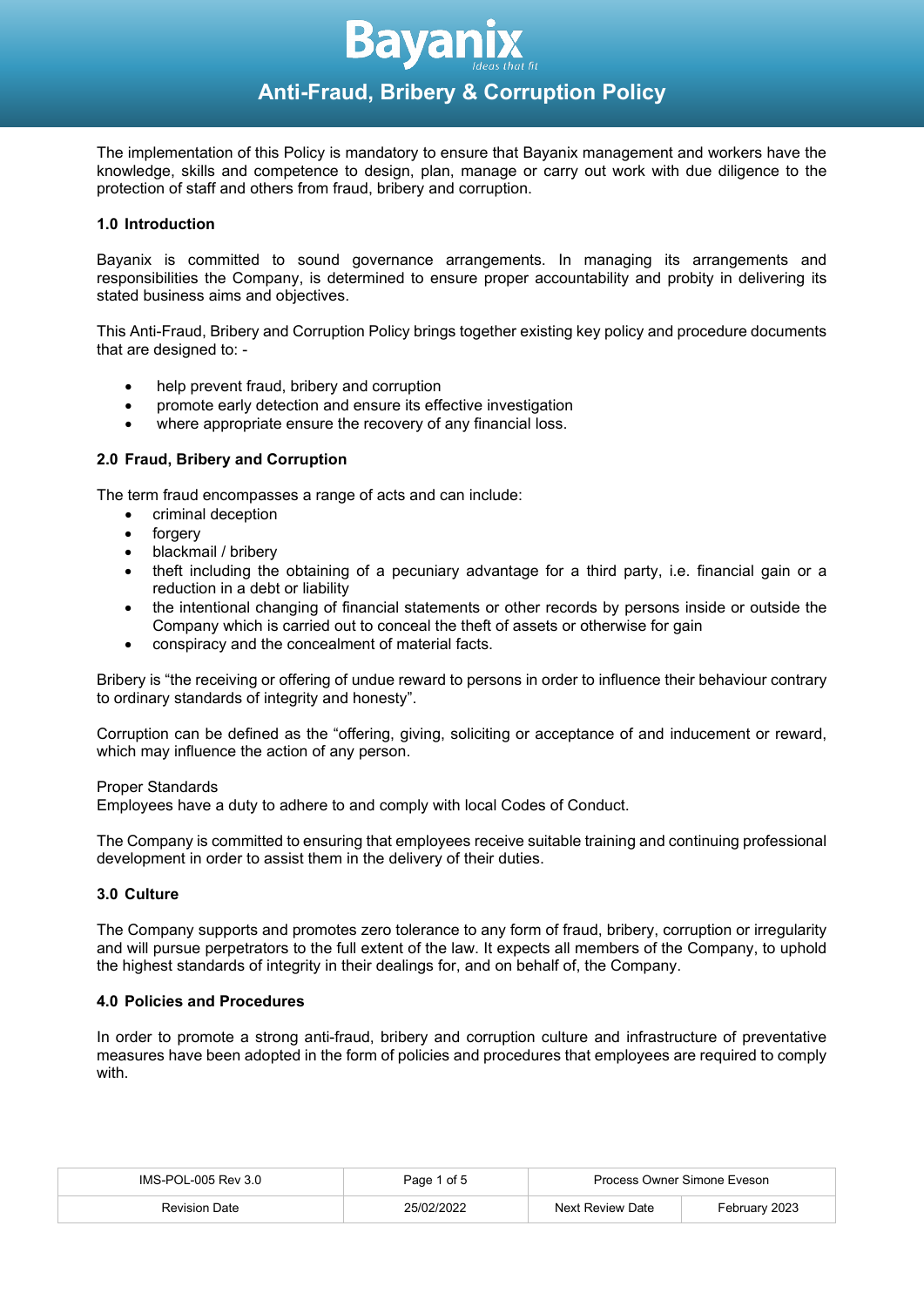# Anti-Fraud, Bribery & Corruption Policy

The implementation of this Policy is mandatory to ensure that Bayanix management and workers have the knowledge, skills and competence to design, plan, manage or carry out work with due diligence to the protection of staff and others from fraud, bribery and corruption.

## 1.0 Introduction

Bayanix is committed to sound governance arrangements. In managing its arrangements and responsibilities the Company, is determined to ensure proper accountability and probity in delivering its stated business aims and objectives.

This Anti-Fraud, Bribery and Corruption Policy brings together existing key policy and procedure documents that are designed to: -

- help prevent fraud, bribery and corruption
- promote early detection and ensure its effective investigation
- where appropriate ensure the recovery of any financial loss.

## 2.0 Fraud, Bribery and Corruption

The term fraud encompasses a range of acts and can include:

- criminal deception
- forgery
- blackmail / bribery
- theft including the obtaining of a pecuniary advantage for a third party, i.e. financial gain or a reduction in a debt or liability
- the intentional changing of financial statements or other records by persons inside or outside the Company which is carried out to conceal the theft of assets or otherwise for gain
- conspiracy and the concealment of material facts.

Bribery is "the receiving or offering of undue reward to persons in order to influence their behaviour contrary to ordinary standards of integrity and honesty".

Corruption can be defined as the "offering, giving, soliciting or acceptance of and inducement or reward, which may influence the action of any person.

Proper Standards
Employees have a duty to adhere to and comply with local Codes of Conduct.

The Company is committed to ensuring that employees receive suitable training and continuing professional development in order to assist them in the delivery of their duties.

## 3.0 Culture

The Company supports and promotes zero tolerance to any form of fraud, bribery, corruption or irregularity and will pursue perpetrators to the full extent of the law. It expects all members of the Company, to uphold the highest standards of integrity in their dealings for, and on behalf of, the Company.

## 4.0 Policies and Procedures

In order to promote a strong anti-fraud, bribery and corruption culture and infrastructure of preventative measures have been adopted in the form of policies and procedures that employees are required to comply with.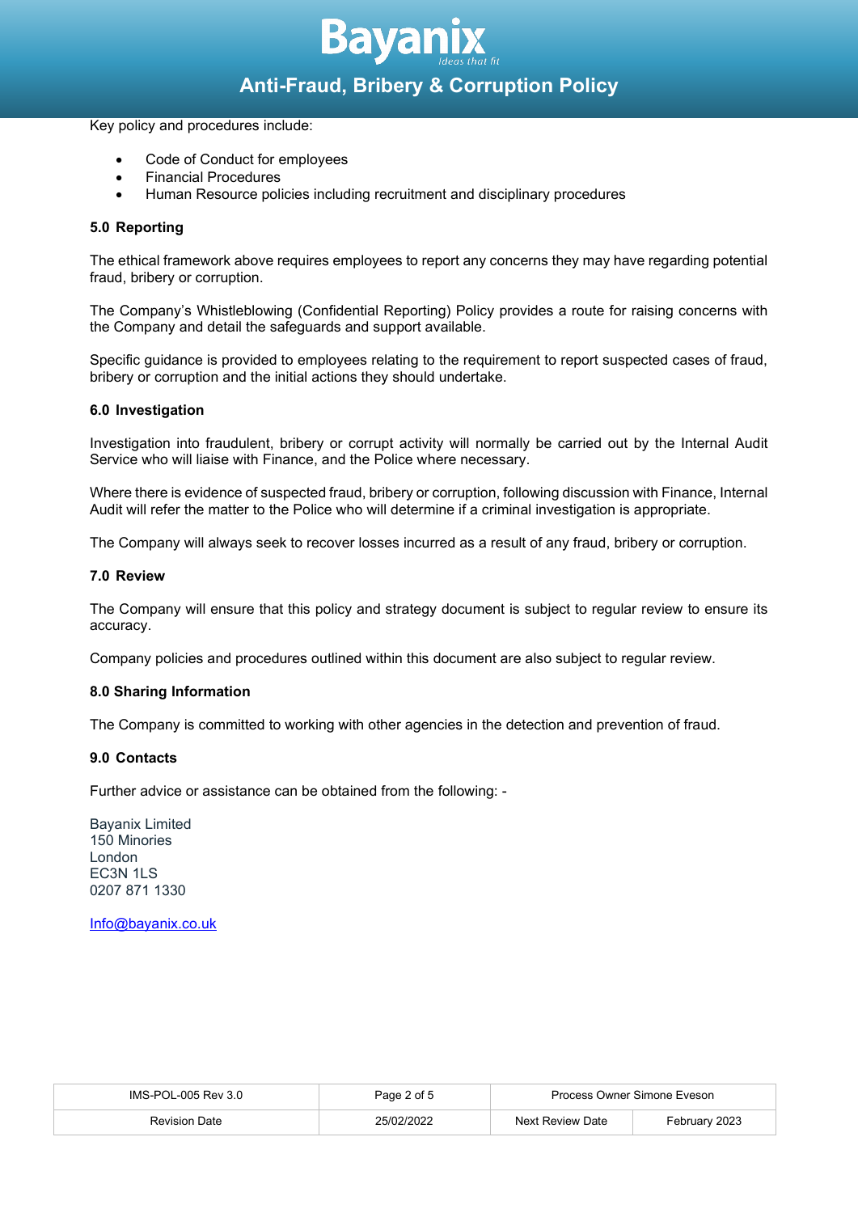Key policy and procedures include:

- Code of Conduct for employees
- Financial Procedures
- Human Resource policies including recruitment and disciplinary procedures

### 5.0 Reporting

The ethical framework above requires employees to report any concerns they may have regarding potential fraud, bribery or corruption.

The Company's Whistleblowing (Confidential Reporting) Policy provides a route for raising concerns with the Company and detail the safeguards and support available.

Specific guidance is provided to employees relating to the requirement to report suspected cases of fraud, bribery or corruption and the initial actions they should undertake.

### 6.0 Investigation

Investigation into fraudulent, bribery or corrupt activity will normally be carried out by the Internal Audit Service who will liaise with Finance, and the Police where necessary.

Where there is evidence of suspected fraud, bribery or corruption, following discussion with Finance, Internal Audit will refer the matter to the Police who will determine if a criminal investigation is appropriate.

The Company will always seek to recover losses incurred as a result of any fraud, bribery or corruption.

### 7.0 Review

The Company will ensure that this policy and strategy document is subject to regular review to ensure its accuracy.

Company policies and procedures outlined within this document are also subject to regular review.

### 8.0 Sharing Information

The Company is committed to working with other agencies in the detection and prevention of fraud.

### 9.0 Contacts

Further advice or assistance can be obtained from the following: -

Bayanix Limited
150 Minories
London
EC3N 1LS
0207 871 1330

Info@bayanix.co.uk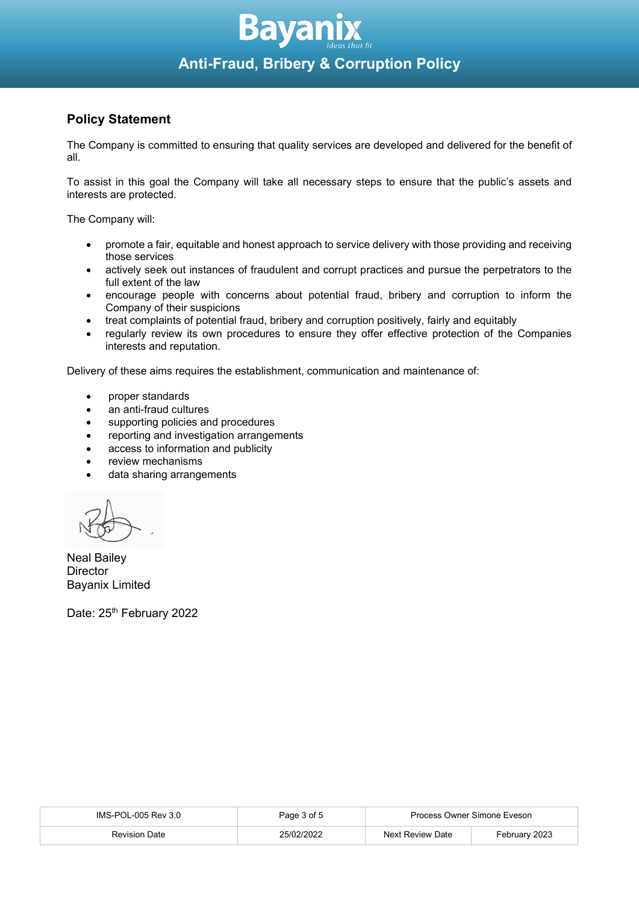## Policy Statement

The Company is committed to ensuring that quality services are developed and delivered for the benefit of all.

To assist in this goal the Company will take all necessary steps to ensure that the public's assets and interests are protected.

The Company will:

- promote a fair, equitable and honest approach to service delivery with those providing and receiving those services
- actively seek out instances of fraudulent and corrupt practices and pursue the perpetrators to the full extent of the law
- encourage people with concerns about potential fraud, bribery and corruption to inform the Company of their suspicions
- treat complaints of potential fraud, bribery and corruption positively, fairly and equitably
- regularly review its own procedures to ensure they offer effective protection of the Companies interests and reputation.

Delivery of these aims requires the establishment, communication and maintenance of:

- proper standards
- an anti-fraud cultures
- supporting policies and procedures
- reporting and investigation arrangements
- access to information and publicity
- review mechanisms
- data sharing arrangements

Neal Bailey
Director
Bayanix Limited

Date: 25th February 2022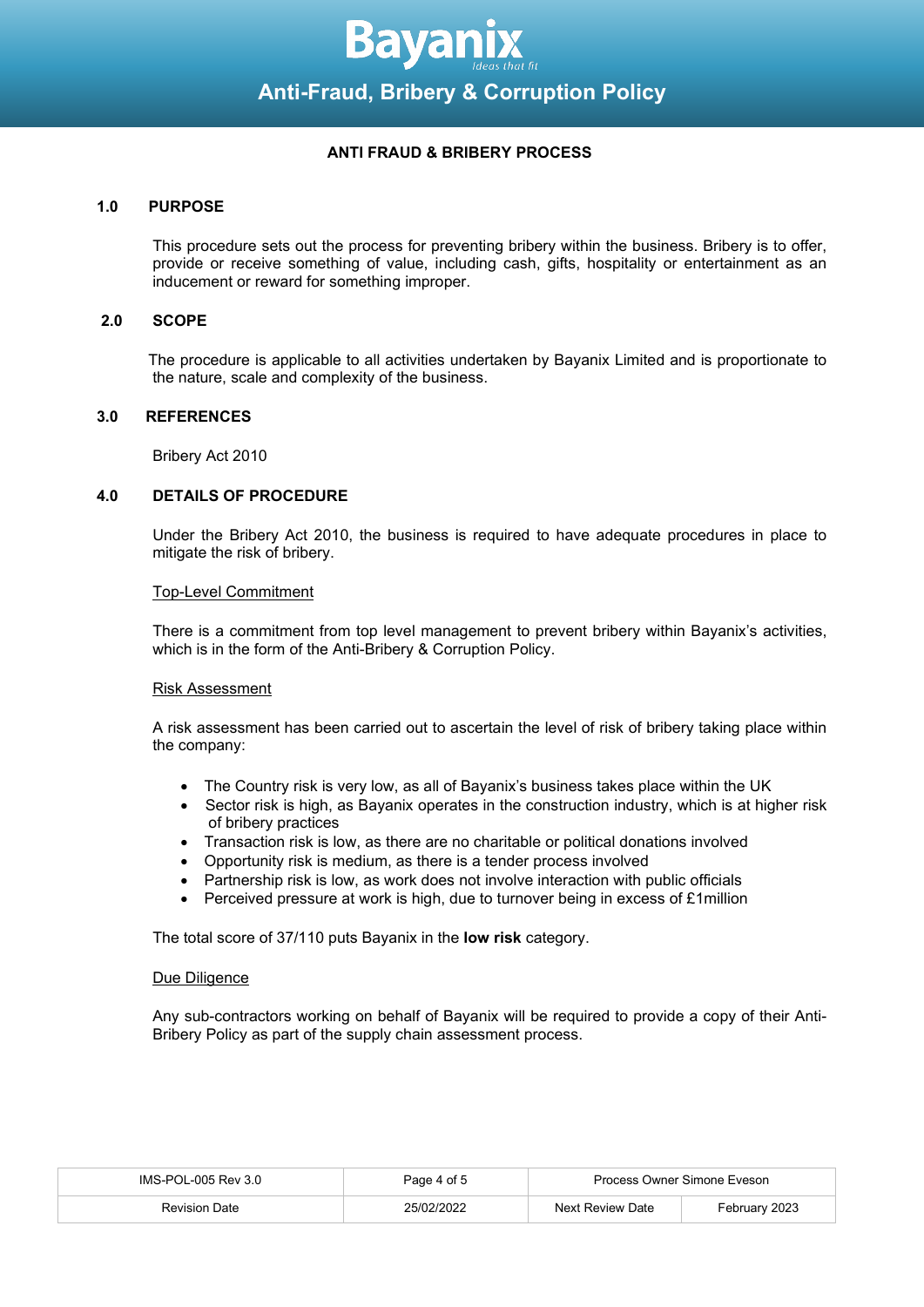**ANTI FRAUD & BRIBERY PROCESS**

## 1.0 PURPOSE

This procedure sets out the process for preventing bribery within the business. Bribery is to offer, provide or receive something of value, including cash, gifts, hospitality or entertainment as an inducement or reward for something improper.

## 2.0 SCOPE

The procedure is applicable to all activities undertaken by Bayanix Limited and is proportionate to the nature, scale and complexity of the business.

## 3.0 REFERENCES

Bribery Act 2010

## 4.0 DETAILS OF PROCEDURE

Under the Bribery Act 2010, the business is required to have adequate procedures in place to mitigate the risk of bribery.

### Top-Level Commitment

There is a commitment from top level management to prevent bribery within Bayanix's activities, which is in the form of the Anti-Bribery & Corruption Policy.

### Risk Assessment

A risk assessment has been carried out to ascertain the level of risk of bribery taking place within the company:

- The Country risk is very low, as all of Bayanix's business takes place within the UK
- Sector risk is high, as Bayanix operates in the construction industry, which is at higher risk of bribery practices
- Transaction risk is low, as there are no charitable or political donations involved
- Opportunity risk is medium, as there is a tender process involved
- Partnership risk is low, as work does not involve interaction with public officials
- Perceived pressure at work is high, due to turnover being in excess of £1million

The total score of 37/110 puts Bayanix in the **low risk** category.

### Due Diligence

Any sub-contractors working on behalf of Bayanix will be required to provide a copy of their Anti-Bribery Policy as part of the supply chain assessment process.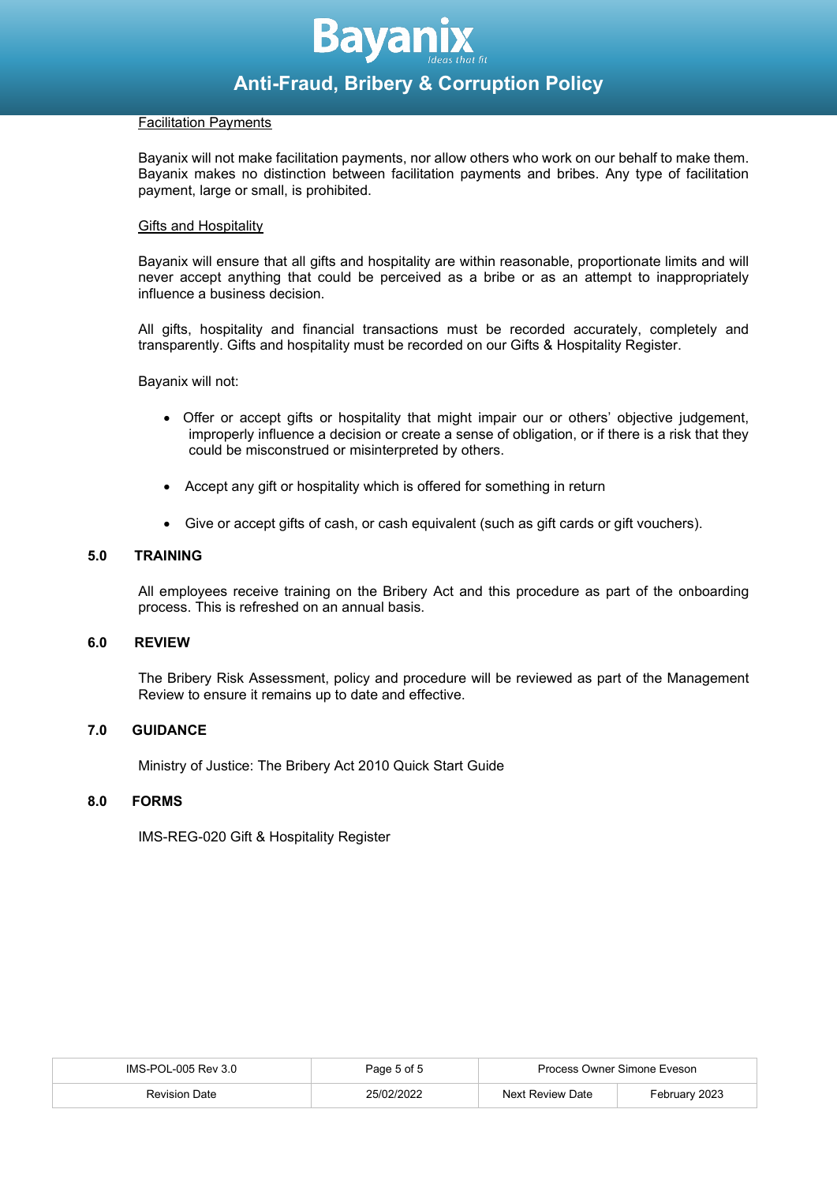Facilitation Payments

Bayanix will not make facilitation payments, nor allow others who work on our behalf to make them. Bayanix makes no distinction between facilitation payments and bribes. Any type of facilitation payment, large or small, is prohibited.

Gifts and Hospitality

Bayanix will ensure that all gifts and hospitality are within reasonable, proportionate limits and will never accept anything that could be perceived as a bribe or as an attempt to inappropriately influence a business decision.

All gifts, hospitality and financial transactions must be recorded accurately, completely and transparently. Gifts and hospitality must be recorded on our Gifts & Hospitality Register.

Bayanix will not:

- Offer or accept gifts or hospitality that might impair our or others' objective judgement, improperly influence a decision or create a sense of obligation, or if there is a risk that they could be misconstrued or misinterpreted by others.
- Accept any gift or hospitality which is offered for something in return
- Give or accept gifts of cash, or cash equivalent (such as gift cards or gift vouchers).

## 5.0 TRAINING

All employees receive training on the Bribery Act and this procedure as part of the onboarding process. This is refreshed on an annual basis.

## 6.0 REVIEW

The Bribery Risk Assessment, policy and procedure will be reviewed as part of the Management Review to ensure it remains up to date and effective.

## 7.0 GUIDANCE

Ministry of Justice: The Bribery Act 2010 Quick Start Guide

## 8.0 FORMS

IMS-REG-020 Gift & Hospitality Register